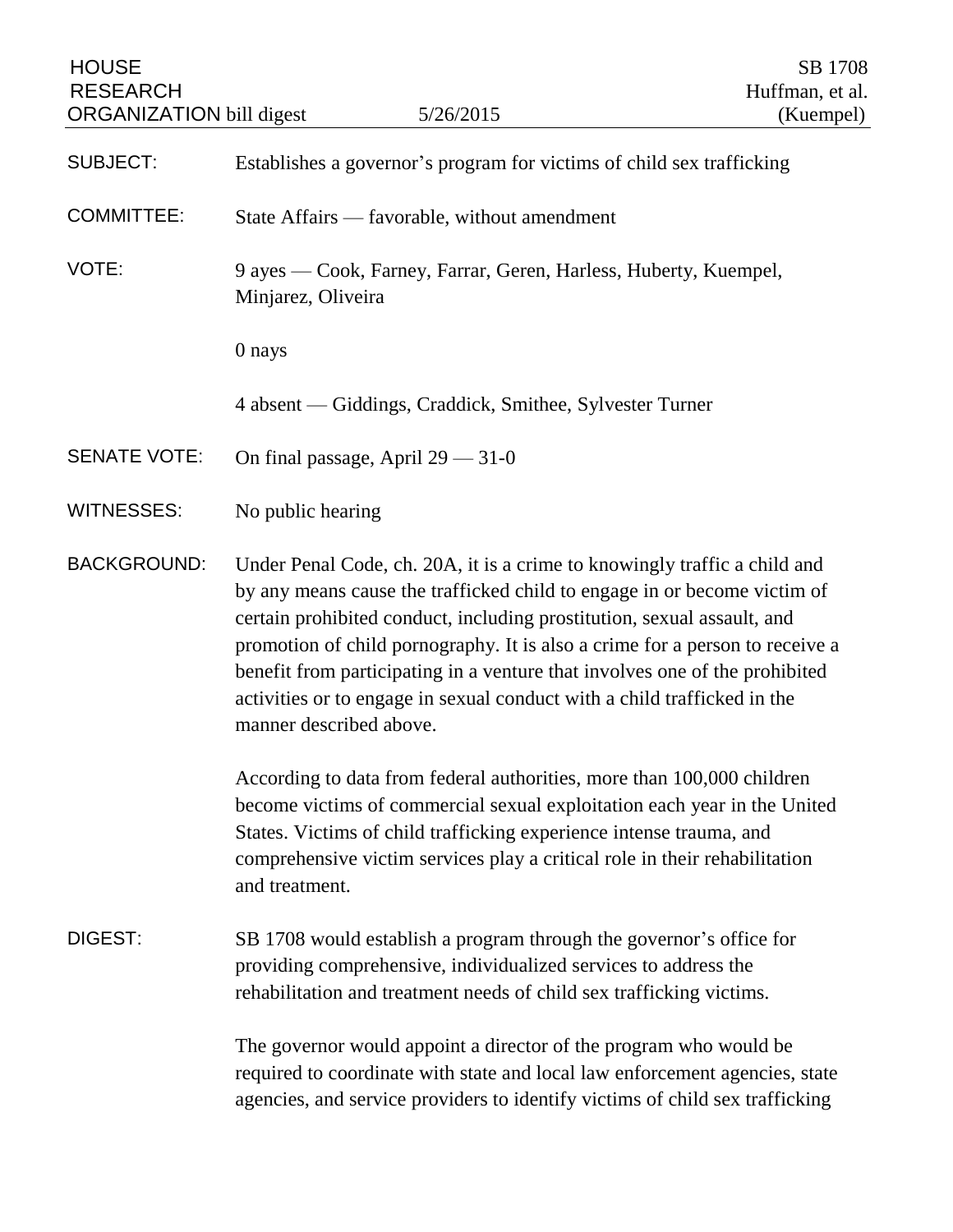HOUSE RESEARCH ORGANIZATION bill digest 5/26/2015

SB 1708
Huffman, et al.
(Kuempel)

**SUBJECT:** Establishes a governor's program for victims of child sex trafficking

**COMMITTEE:** State Affairs — favorable, without amendment

**VOTE:** 9 ayes — Cook, Farney, Farrar, Geren, Harless, Huberty, Kuempel, Minjarez, Oliveira

0 nays

4 absent — Giddings, Craddick, Smithee, Sylvester Turner

**SENATE VOTE:** On final passage, April 29 — 31-0

**WITNESSES:** No public hearing

**BACKGROUND:** Under Penal Code, ch. 20A, it is a crime to knowingly traffic a child and by any means cause the trafficked child to engage in or become victim of certain prohibited conduct, including prostitution, sexual assault, and promotion of child pornography. It is also a crime for a person to receive a benefit from participating in a venture that involves one of the prohibited activities or to engage in sexual conduct with a child trafficked in the manner described above.

According to data from federal authorities, more than 100,000 children become victims of commercial sexual exploitation each year in the United States. Victims of child trafficking experience intense trauma, and comprehensive victim services play a critical role in their rehabilitation and treatment.

**DIGEST:** SB 1708 would establish a program through the governor's office for providing comprehensive, individualized services to address the rehabilitation and treatment needs of child sex trafficking victims.

The governor would appoint a director of the program who would be required to coordinate with state and local law enforcement agencies, state agencies, and service providers to identify victims of child sex trafficking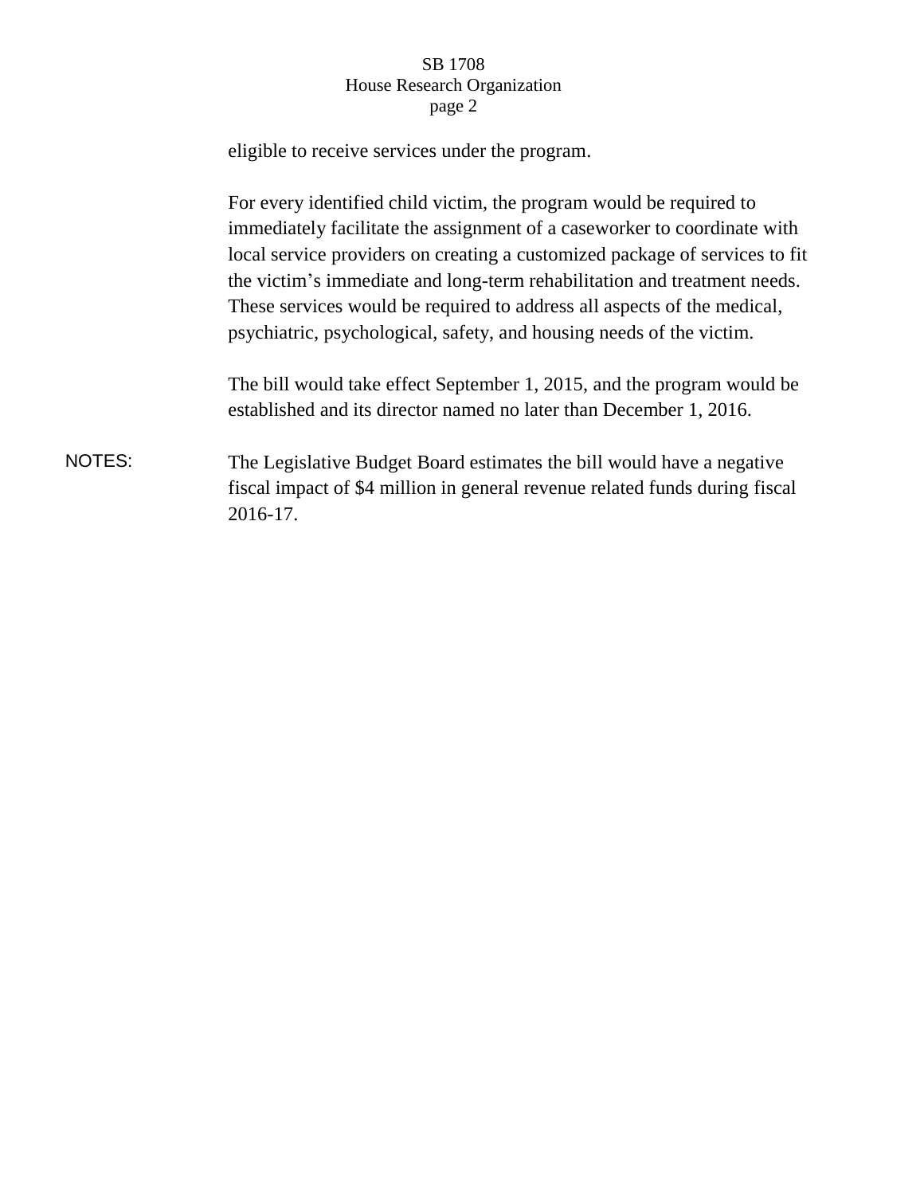eligible to receive services under the program.

For every identified child victim, the program would be required to immediately facilitate the assignment of a caseworker to coordinate with local service providers on creating a customized package of services to fit the victim's immediate and long-term rehabilitation and treatment needs. These services would be required to address all aspects of the medical, psychiatric, psychological, safety, and housing needs of the victim.

The bill would take effect September 1, 2015, and the program would be established and its director named no later than December 1, 2016.

NOTES: The Legislative Budget Board estimates the bill would have a negative fiscal impact of $4 million in general revenue related funds during fiscal 2016-17.